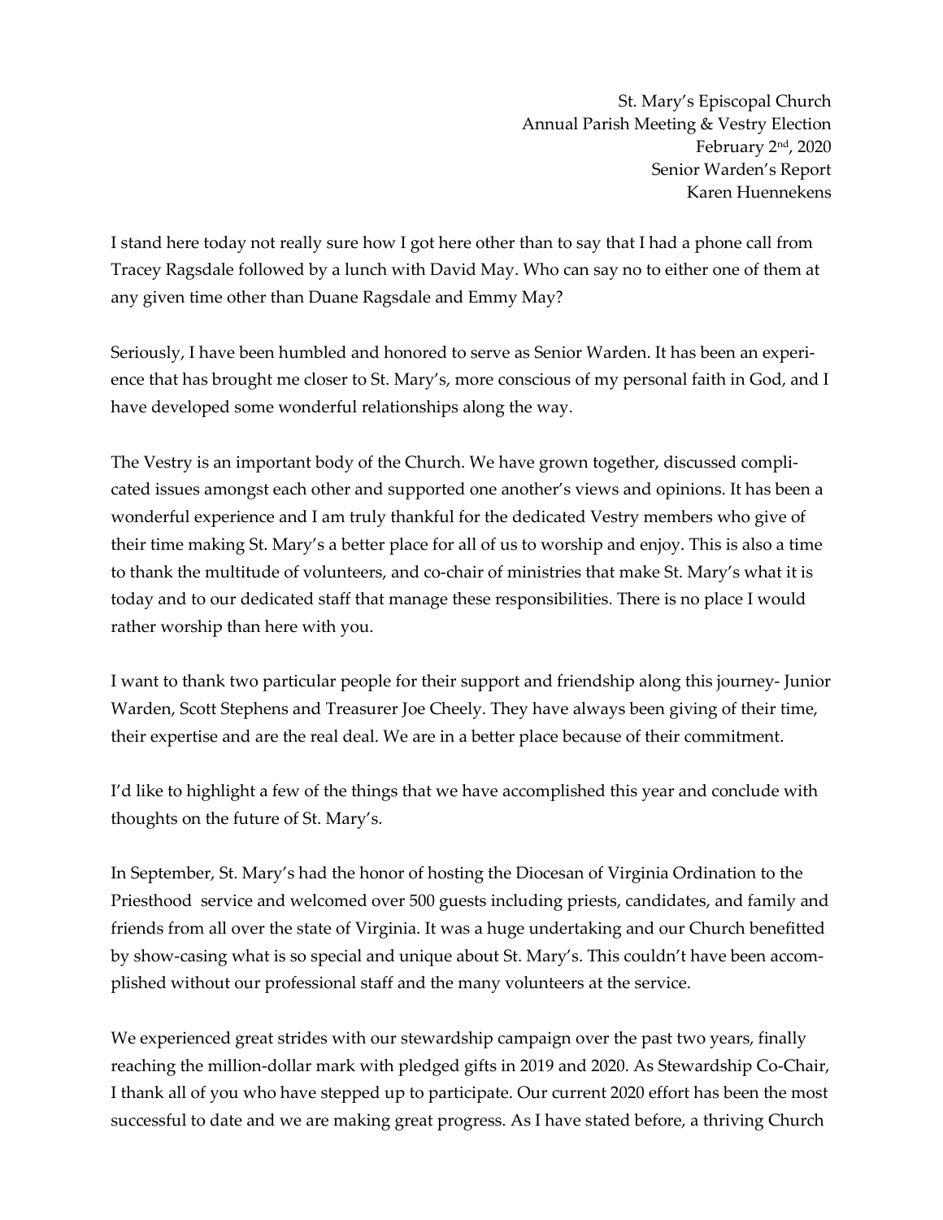St. Mary's Episcopal Church
Annual Parish Meeting & Vestry Election
February 2nd, 2020
Senior Warden's Report
Karen Huennekens

I stand here today not really sure how I got here other than to say that I had a phone call from Tracey Ragsdale followed by a lunch with David May. Who can say no to either one of them at any given time other than Duane Ragsdale and Emmy May?

Seriously, I have been humbled and honored to serve as Senior Warden. It has been an experience that has brought me closer to St. Mary's, more conscious of my personal faith in God, and I have developed some wonderful relationships along the way.

The Vestry is an important body of the Church. We have grown together, discussed complicated issues amongst each other and supported one another's views and opinions. It has been a wonderful experience and I am truly thankful for the dedicated Vestry members who give of their time making St. Mary's a better place for all of us to worship and enjoy. This is also a time to thank the multitude of volunteers, and co-chair of ministries that make St. Mary's what it is today and to our dedicated staff that manage these responsibilities. There is no place I would rather worship than here with you.

I want to thank two particular people for their support and friendship along this journey- Junior Warden, Scott Stephens and Treasurer Joe Cheely. They have always been giving of their time, their expertise and are the real deal. We are in a better place because of their commitment.

I'd like to highlight a few of the things that we have accomplished this year and conclude with thoughts on the future of St. Mary's.

In September, St. Mary's had the honor of hosting the Diocesan of Virginia Ordination to the Priesthood service and welcomed over 500 guests including priests, candidates, and family and friends from all over the state of Virginia. It was a huge undertaking and our Church benefitted by show-casing what is so special and unique about St. Mary's. This couldn't have been accomplished without our professional staff and the many volunteers at the service.

We experienced great strides with our stewardship campaign over the past two years, finally reaching the million-dollar mark with pledged gifts in 2019 and 2020. As Stewardship Co-Chair, I thank all of you who have stepped up to participate. Our current 2020 effort has been the most successful to date and we are making great progress. As I have stated before, a thriving Church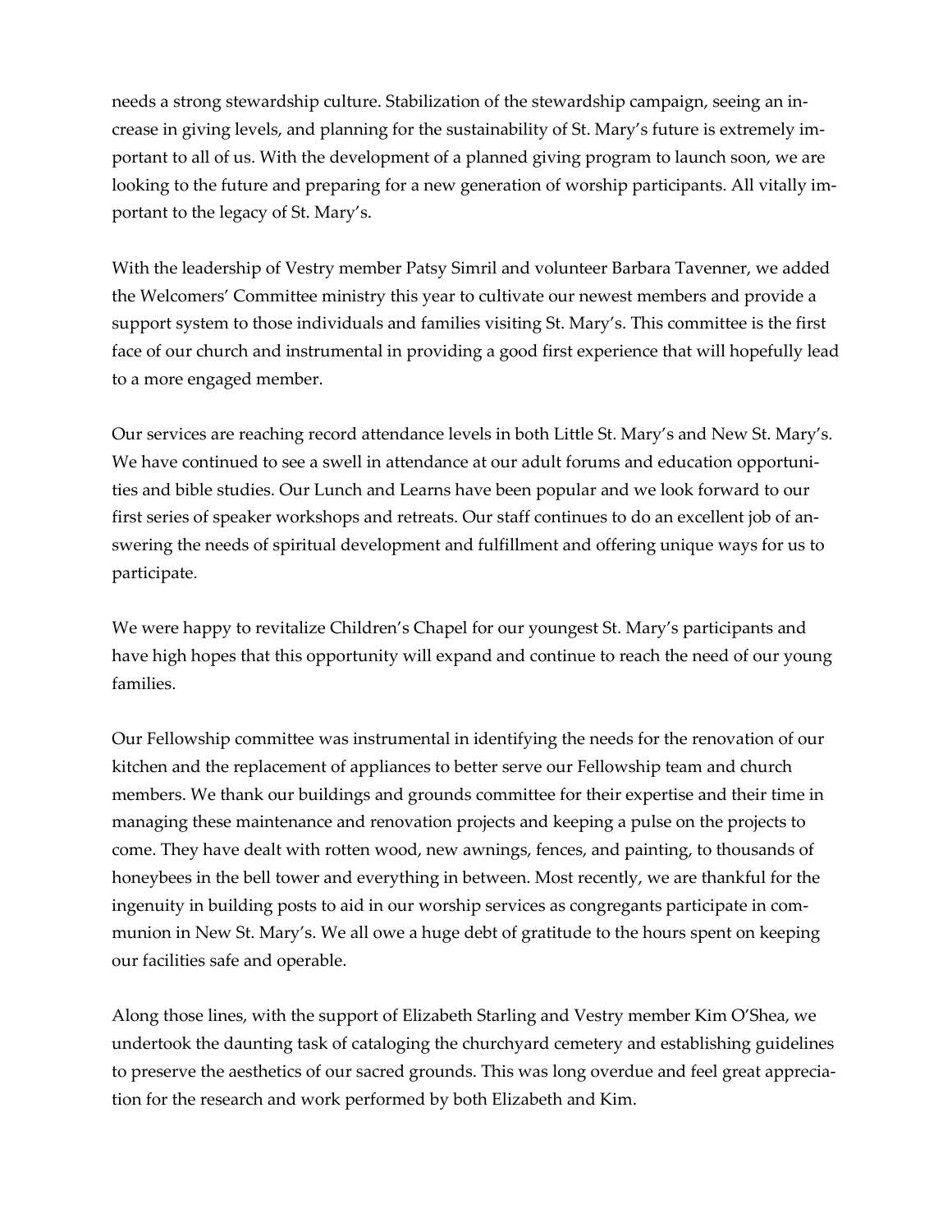needs a strong stewardship culture. Stabilization of the stewardship campaign, seeing an increase in giving levels, and planning for the sustainability of St. Mary's future is extremely important to all of us. With the development of a planned giving program to launch soon, we are looking to the future and preparing for a new generation of worship participants. All vitally important to the legacy of St. Mary's.

With the leadership of Vestry member Patsy Simril and volunteer Barbara Tavenner, we added the Welcomers' Committee ministry this year to cultivate our newest members and provide a support system to those individuals and families visiting St. Mary's. This committee is the first face of our church and instrumental in providing a good first experience that will hopefully lead to a more engaged member.

Our services are reaching record attendance levels in both Little St. Mary's and New St. Mary's. We have continued to see a swell in attendance at our adult forums and education opportunities and bible studies. Our Lunch and Learns have been popular and we look forward to our first series of speaker workshops and retreats. Our staff continues to do an excellent job of answering the needs of spiritual development and fulfillment and offering unique ways for us to participate.

We were happy to revitalize Children's Chapel for our youngest St. Mary's participants and have high hopes that this opportunity will expand and continue to reach the need of our young families.

Our Fellowship committee was instrumental in identifying the needs for the renovation of our kitchen and the replacement of appliances to better serve our Fellowship team and church members. We thank our buildings and grounds committee for their expertise and their time in managing these maintenance and renovation projects and keeping a pulse on the projects to come. They have dealt with rotten wood, new awnings, fences, and painting, to thousands of honeybees in the bell tower and everything in between. Most recently, we are thankful for the ingenuity in building posts to aid in our worship services as congregants participate in communion in New St. Mary's. We all owe a huge debt of gratitude to the hours spent on keeping our facilities safe and operable.

Along those lines, with the support of Elizabeth Starling and Vestry member Kim O'Shea, we undertook the daunting task of cataloging the churchyard cemetery and establishing guidelines to preserve the aesthetics of our sacred grounds. This was long overdue and feel great appreciation for the research and work performed by both Elizabeth and Kim.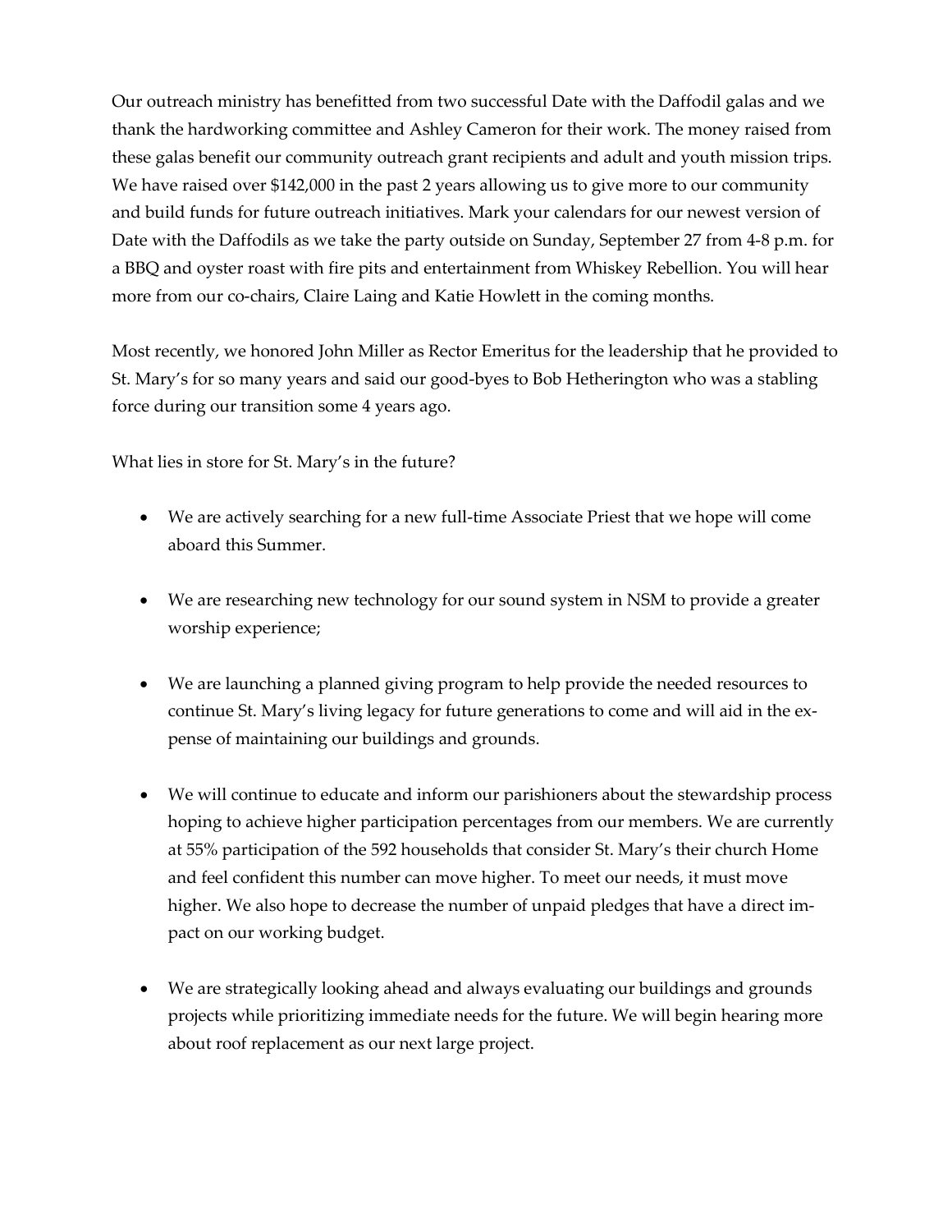Our outreach ministry has benefitted from two successful Date with the Daffodil galas and we thank the hardworking committee and Ashley Cameron for their work. The money raised from these galas benefit our community outreach grant recipients and adult and youth mission trips. We have raised over $142,000 in the past 2 years allowing us to give more to our community and build funds for future outreach initiatives. Mark your calendars for our newest version of Date with the Daffodils as we take the party outside on Sunday, September 27 from 4-8 p.m. for a BBQ and oyster roast with fire pits and entertainment from Whiskey Rebellion. You will hear more from our co-chairs, Claire Laing and Katie Howlett in the coming months.

Most recently, we honored John Miller as Rector Emeritus for the leadership that he provided to St. Mary's for so many years and said our good-byes to Bob Hetherington who was a stabling force during our transition some 4 years ago.

What lies in store for St. Mary's in the future?

- We are actively searching for a new full-time Associate Priest that we hope will come aboard this Summer.

- We are researching new technology for our sound system in NSM to provide a greater worship experience;

- We are launching a planned giving program to help provide the needed resources to continue St. Mary's living legacy for future generations to come and will aid in the expense of maintaining our buildings and grounds.

- We will continue to educate and inform our parishioners about the stewardship process hoping to achieve higher participation percentages from our members. We are currently at 55% participation of the 592 households that consider St. Mary's their church Home and feel confident this number can move higher. To meet our needs, it must move higher. We also hope to decrease the number of unpaid pledges that have a direct impact on our working budget.

- We are strategically looking ahead and always evaluating our buildings and grounds projects while prioritizing immediate needs for the future. We will begin hearing more about roof replacement as our next large project.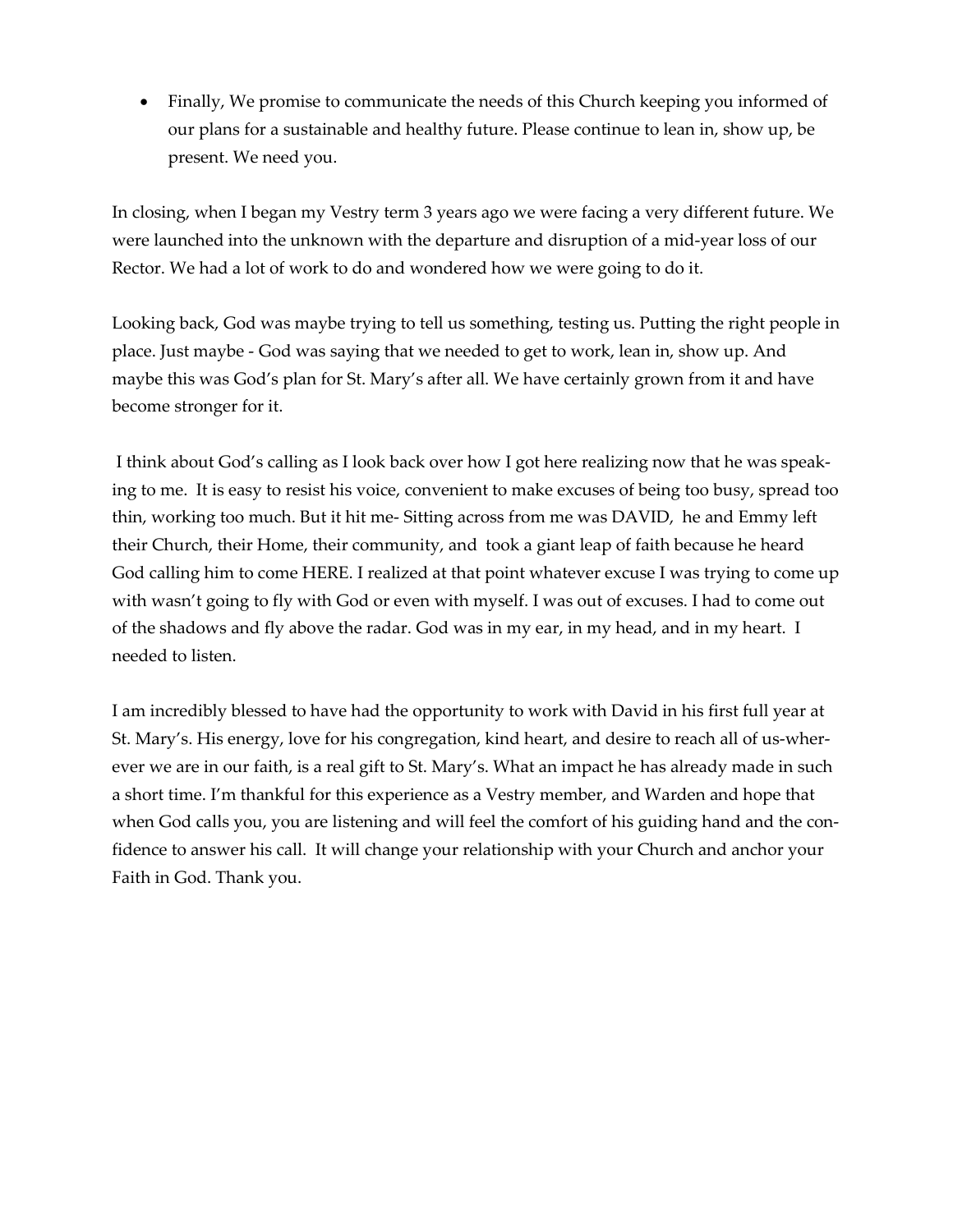- Finally, We promise to communicate the needs of this Church keeping you informed of our plans for a sustainable and healthy future. Please continue to lean in, show up, be present. We need you.

In closing, when I began my Vestry term 3 years ago we were facing a very different future. We were launched into the unknown with the departure and disruption of a mid-year loss of our Rector. We had a lot of work to do and wondered how we were going to do it.

Looking back, God was maybe trying to tell us something, testing us. Putting the right people in place. Just maybe - God was saying that we needed to get to work, lean in, show up. And maybe this was God's plan for St. Mary's after all. We have certainly grown from it and have become stronger for it.

I think about God's calling as I look back over how I got here realizing now that he was speaking to me. It is easy to resist his voice, convenient to make excuses of being too busy, spread too thin, working too much. But it hit me- Sitting across from me was DAVID, he and Emmy left their Church, their Home, their community, and took a giant leap of faith because he heard God calling him to come HERE. I realized at that point whatever excuse I was trying to come up with wasn't going to fly with God or even with myself. I was out of excuses. I had to come out of the shadows and fly above the radar. God was in my ear, in my head, and in my heart. I needed to listen.

I am incredibly blessed to have had the opportunity to work with David in his first full year at St. Mary's. His energy, love for his congregation, kind heart, and desire to reach all of us-wherever we are in our faith, is a real gift to St. Mary's. What an impact he has already made in such a short time. I'm thankful for this experience as a Vestry member, and Warden and hope that when God calls you, you are listening and will feel the comfort of his guiding hand and the confidence to answer his call. It will change your relationship with your Church and anchor your Faith in God. Thank you.